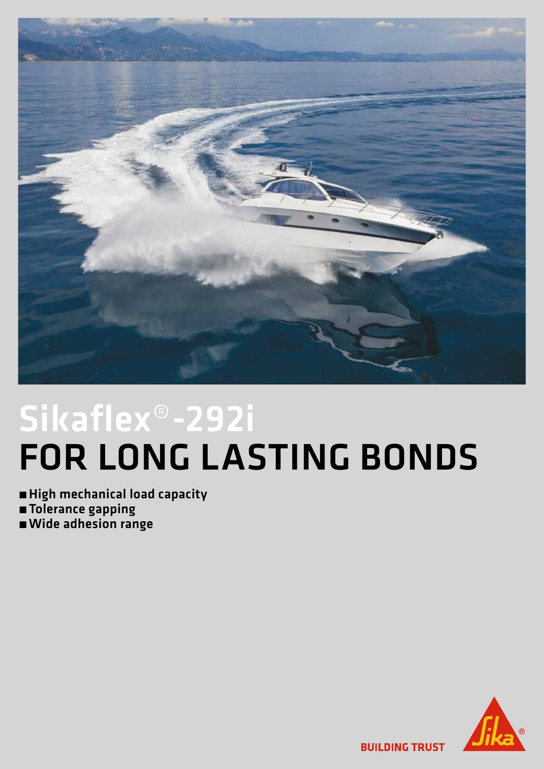# Sikaflex®-292i
# FOR LONG LASTING BONDS

- High mechanical load capacity
- Tolerance gapping
- Wide adhesion range

BUILDING TRUST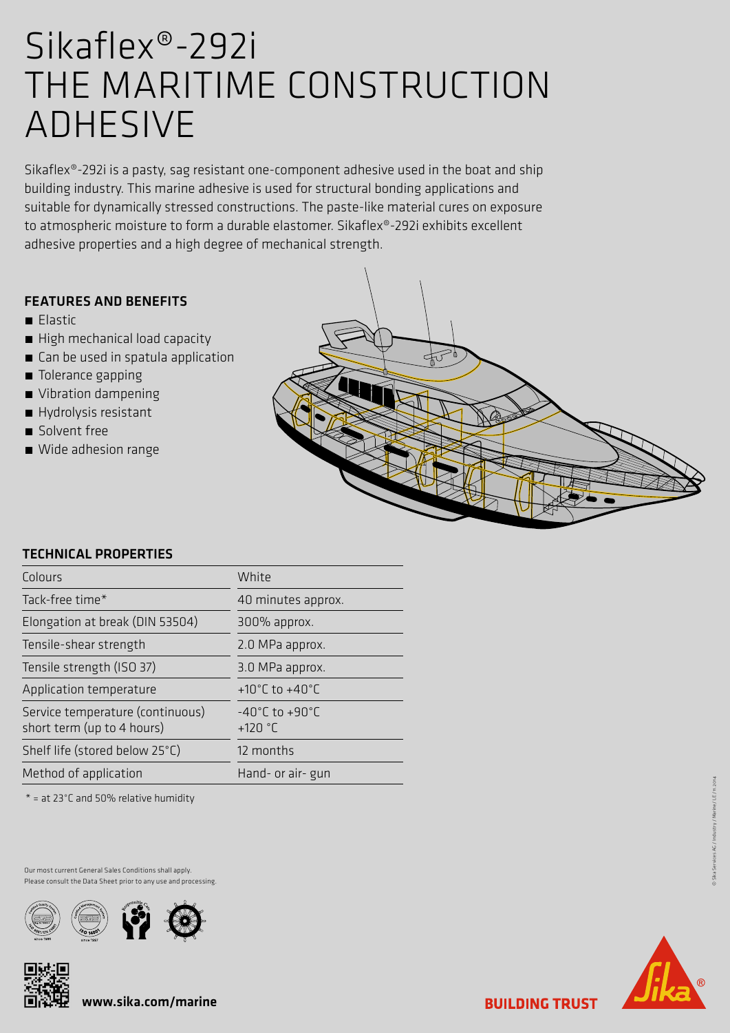# Sikaflex®-292i THE MARITIME CONSTRUCTION ADHESIVE

Sikaflex®-292i is a pasty, sag resistant one-component adhesive used in the boat and ship building industry. This marine adhesive is used for structural bonding applications and suitable for dynamically stressed constructions. The paste-like material cures on exposure to atmospheric moisture to form a durable elastomer. Sikaflex®-292i exhibits excellent adhesive properties and a high degree of mechanical strength.

## FEATURES AND BENEFITS

- Elastic
- High mechanical load capacity
- Can be used in spatula application
- Tolerance gapping
- Vibration dampening
- Hydrolysis resistant
- Solvent free
- Wide adhesion range

## TECHNICAL PROPERTIES

| | |
|---|---|
| Colours | White |
| Tack-free time* | 40 minutes approx. |
| Elongation at break (DIN 53504) | 300% approx. |
| Tensile-shear strength | 2.0 MPa approx. |
| Tensile strength (ISO 37) | 3.0 MPa approx. |
| Application temperature | +10°C to +40°C |
| Service temperature (continuous)<br>short term (up to 4 hours) | -40°C to +90°C<br>+120 °C |
| Shelf life (stored below 25°C) | 12 months |
| Method of application | Hand- or air- gun |

* = at 23°C and 50% relative humidity

Our most current General Sales Conditions shall apply.
Please consult the Data Sheet prior to any use and processing.

www.sika.com/marine

BUILDING TRUST

© Sika Services AG / Industry / Marine / LE / 11.2014